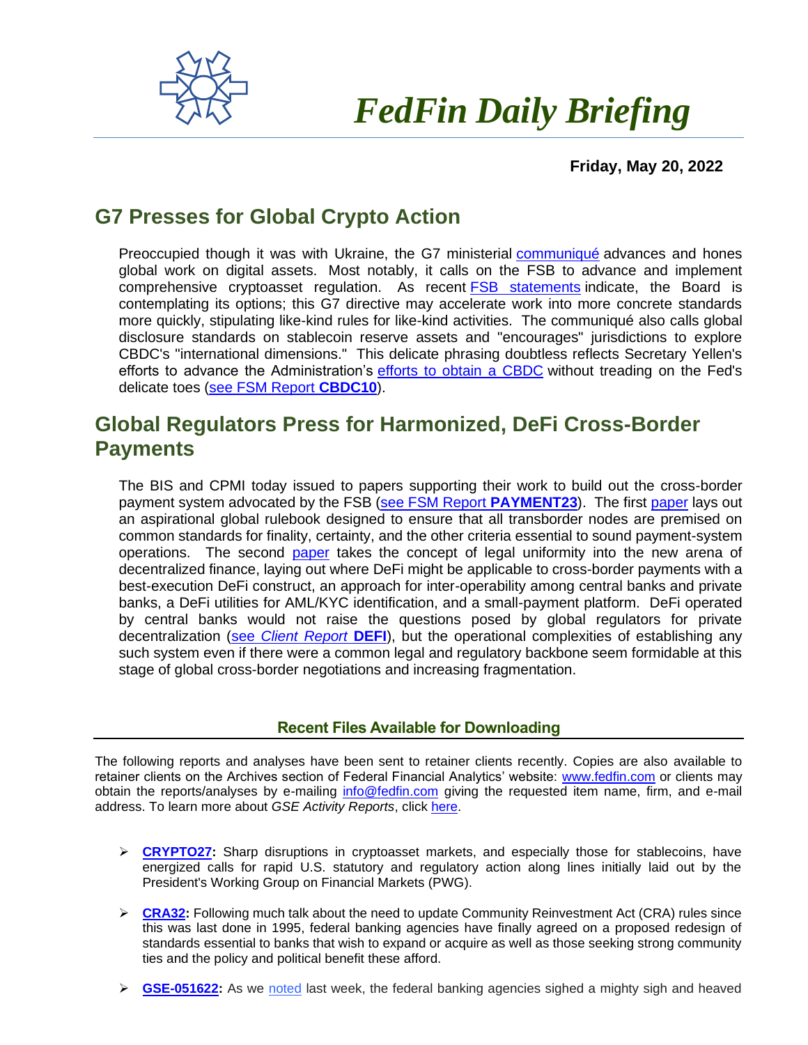# FedFin Daily Briefing

**Friday, May 20, 2022**

## G7 Presses for Global Crypto Action

Preoccupied though it was with Ukraine, the G7 ministerial communiqué advances and hones global work on digital assets. Most notably, it calls on the FSB to advance and implement comprehensive cryptoasset regulation. As recent FSB statements indicate, the Board is contemplating its options; this G7 directive may accelerate work into more concrete standards more quickly, stipulating like-kind rules for like-kind activities. The communiqué also calls global disclosure standards on stablecoin reserve assets and "encourages" jurisdictions to explore CBDC's "international dimensions." This delicate phrasing doubtless reflects Secretary Yellen's efforts to advance the Administration's efforts to obtain a CBDC without treading on the Fed's delicate toes (see FSM Report **CBDC10**).

## Global Regulators Press for Harmonized, DeFi Cross-Border Payments

The BIS and CPMI today issued to papers supporting their work to build out the cross-border payment system advocated by the FSB (see FSM Report **PAYMENT23**). The first paper lays out an aspirational global rulebook designed to ensure that all transborder nodes are premised on common standards for finality, certainty, and the other criteria essential to sound payment-system operations. The second paper takes the concept of legal uniformity into the new arena of decentralized finance, laying out where DeFi might be applicable to cross-border payments with a best-execution DeFi construct, an approach for inter-operability among central banks and private banks, a DeFi utilities for AML/KYC identification, and a small-payment platform. DeFi operated by central banks would not raise the questions posed by global regulators for private decentralization (see *Client Report* **DEFI**), but the operational complexities of establishing any such system even if there were a common legal and regulatory backbone seem formidable at this stage of global cross-border negotiations and increasing fragmentation.

### Recent Files Available for Downloading

The following reports and analyses have been sent to retainer clients recently. Copies are also available to retainer clients on the Archives section of Federal Financial Analytics' website: www.fedfin.com or clients may obtain the reports/analyses by e-mailing info@fedfin.com giving the requested item name, firm, and e-mail address. To learn more about *GSE Activity Reports*, click here.

- **CRYPTO27:** Sharp disruptions in cryptoasset markets, and especially those for stablecoins, have energized calls for rapid U.S. statutory and regulatory action along lines initially laid out by the President's Working Group on Financial Markets (PWG).
- **CRA32:** Following much talk about the need to update Community Reinvestment Act (CRA) rules since this was last done in 1995, federal banking agencies have finally agreed on a proposed redesign of standards essential to banks that wish to expand or acquire as well as those seeking strong community ties and the policy and political benefit these afford.
- **GSE-051622:** As we noted last week, the federal banking agencies sighed a mighty sigh and heaved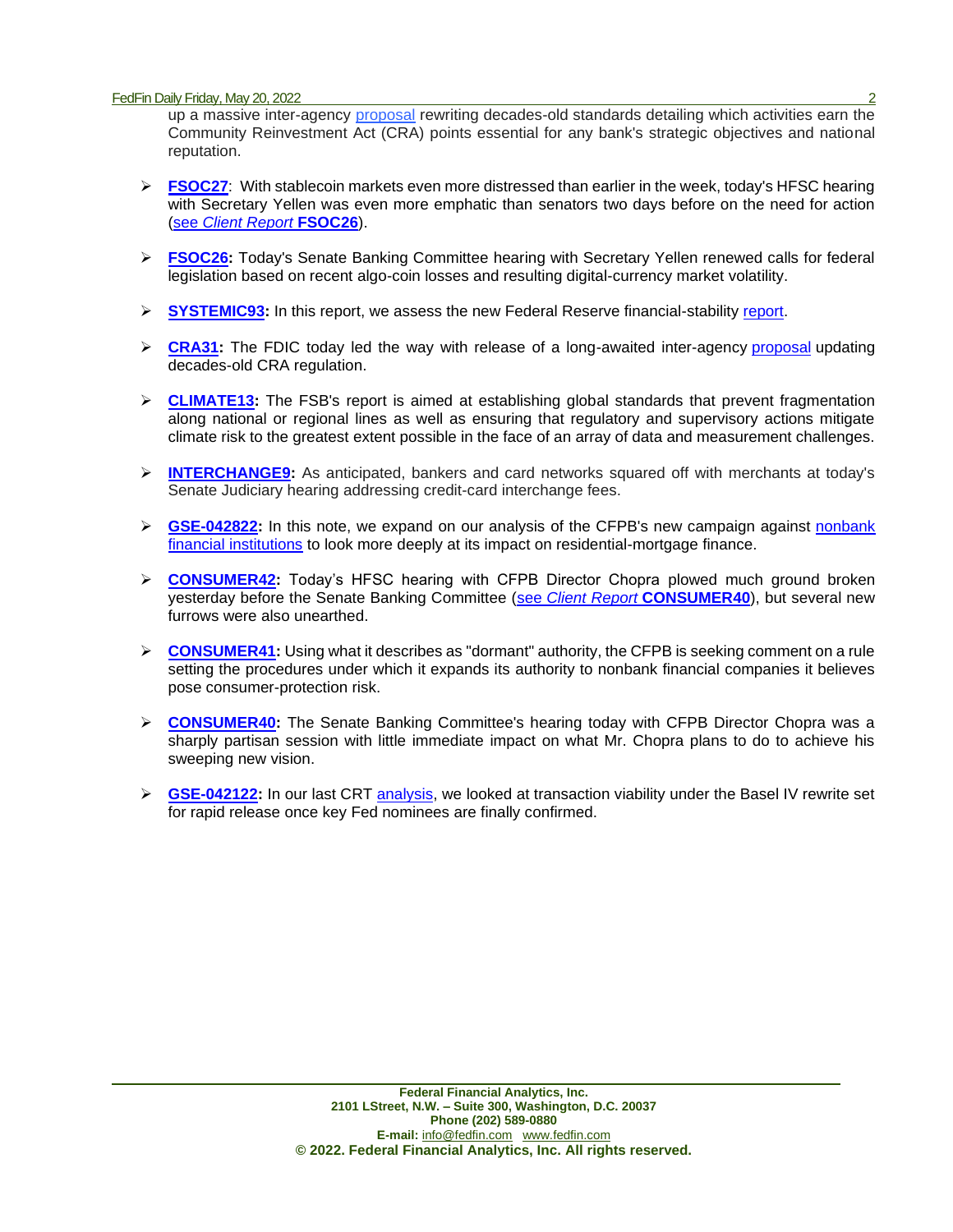up a massive inter-agency proposal rewriting decades-old standards detailing which activities earn the Community Reinvestment Act (CRA) points essential for any bank's strategic objectives and national reputation.

- **FSOC27**: With stablecoin markets even more distressed than earlier in the week, today's HFSC hearing with Secretary Yellen was even more emphatic than senators two days before on the need for action (see *Client Report* **FSOC26**).
- **FSOC26:** Today's Senate Banking Committee hearing with Secretary Yellen renewed calls for federal legislation based on recent algo-coin losses and resulting digital-currency market volatility.
- **SYSTEMIC93:** In this report, we assess the new Federal Reserve financial-stability report.
- **CRA31:** The FDIC today led the way with release of a long-awaited inter-agency proposal updating decades-old CRA regulation.
- **CLIMATE13:** The FSB's report is aimed at establishing global standards that prevent fragmentation along national or regional lines as well as ensuring that regulatory and supervisory actions mitigate climate risk to the greatest extent possible in the face of an array of data and measurement challenges.
- **INTERCHANGE9:** As anticipated, bankers and card networks squared off with merchants at today's Senate Judiciary hearing addressing credit-card interchange fees.
- **GSE-042822:** In this note, we expand on our analysis of the CFPB's new campaign against nonbank financial institutions to look more deeply at its impact on residential-mortgage finance.
- **CONSUMER42:** Today's HFSC hearing with CFPB Director Chopra plowed much ground broken yesterday before the Senate Banking Committee (see *Client Report* **CONSUMER40**), but several new furrows were also unearthed.
- **CONSUMER41:** Using what it describes as "dormant" authority, the CFPB is seeking comment on a rule setting the procedures under which it expands its authority to nonbank financial companies it believes pose consumer-protection risk.
- **CONSUMER40:** The Senate Banking Committee's hearing today with CFPB Director Chopra was a sharply partisan session with little immediate impact on what Mr. Chopra plans to do to achieve his sweeping new vision.
- **GSE-042122:** In our last CRT analysis, we looked at transaction viability under the Basel IV rewrite set for rapid release once key Fed nominees are finally confirmed.

**Federal Financial Analytics, Inc.**
**2101 LStreet, N.W. – Suite 300, Washington, D.C. 20037**
**Phone (202) 589-0880**
**E-mail:** info@fedfin.com www.fedfin.com
**© 2022. Federal Financial Analytics, Inc. All rights reserved.**